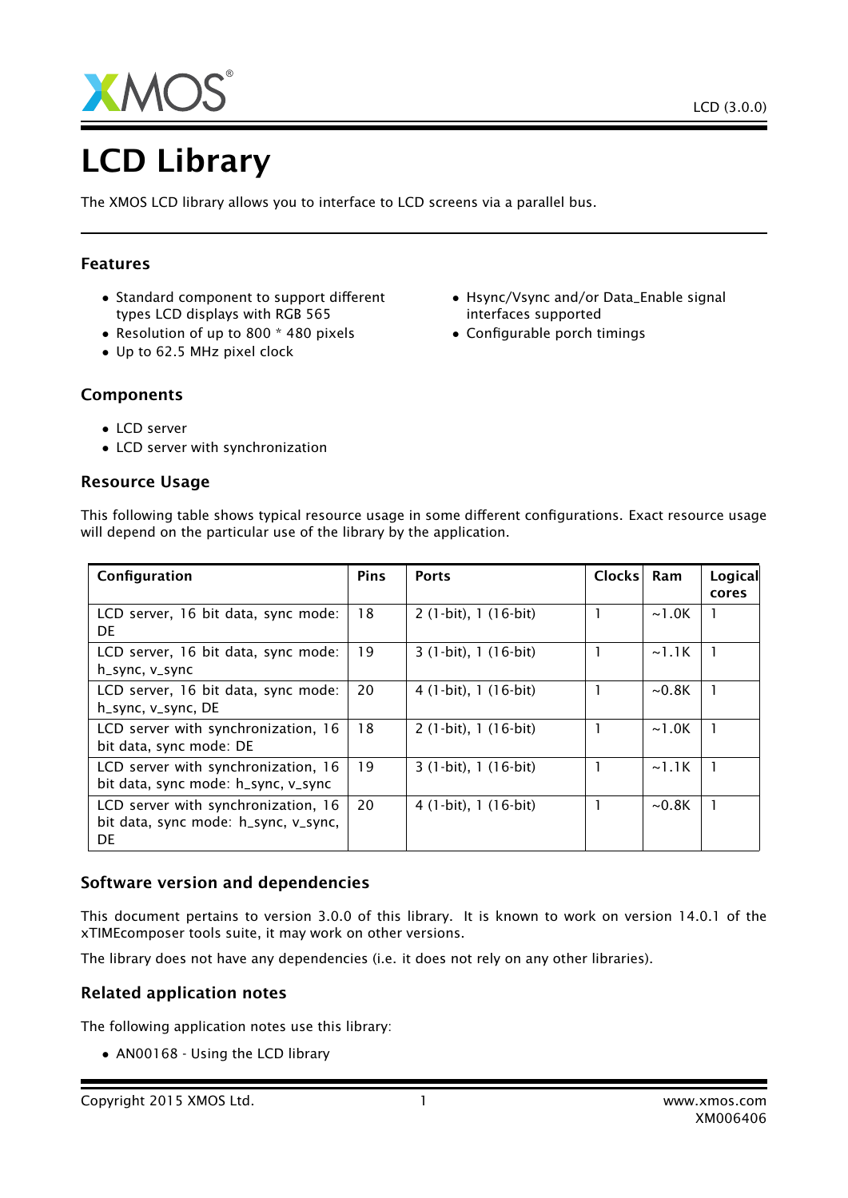# LCD Library

The XMOS LCD library allows you to interface to LCD screens via a parallel bus.

## Features

- Standard component to support different types LCD displays with RGB 565
- Resolution of up to 800 * 480 pixels
- Up to 62.5 MHz pixel clock
- Hsync/Vsync and/or Data_Enable signal interfaces supported
- Configurable porch timings

## Components

- LCD server
- LCD server with synchronization

## Resource Usage

This following table shows typical resource usage in some different configurations. Exact resource usage will depend on the particular use of the library by the application.

| Configuration | Pins | Ports | Clocks | Ram | Logical cores |
|---|---|---|---|---|---|
| LCD server, 16 bit data, sync mode: DE | 18 | 2 (1-bit), 1 (16-bit) | 1 | ~1.0K | 1 |
| LCD server, 16 bit data, sync mode: h_sync, v_sync | 19 | 3 (1-bit), 1 (16-bit) | 1 | ~1.1K | 1 |
| LCD server, 16 bit data, sync mode: h_sync, v_sync, DE | 20 | 4 (1-bit), 1 (16-bit) | 1 | ~0.8K | 1 |
| LCD server with synchronization, 16 bit data, sync mode: DE | 18 | 2 (1-bit), 1 (16-bit) | 1 | ~1.0K | 1 |
| LCD server with synchronization, 16 bit data, sync mode: h_sync, v_sync | 19 | 3 (1-bit), 1 (16-bit) | 1 | ~1.1K | 1 |
| LCD server with synchronization, 16 bit data, sync mode: h_sync, v_sync, DE | 20 | 4 (1-bit), 1 (16-bit) | 1 | ~0.8K | 1 |

## Software version and dependencies

This document pertains to version 3.0.0 of this library. It is known to work on version 14.0.1 of the xTIMEcomposer tools suite, it may work on other versions.

The library does not have any dependencies (i.e. it does not rely on any other libraries).

## Related application notes

The following application notes use this library:

- AN00168 - Using the LCD library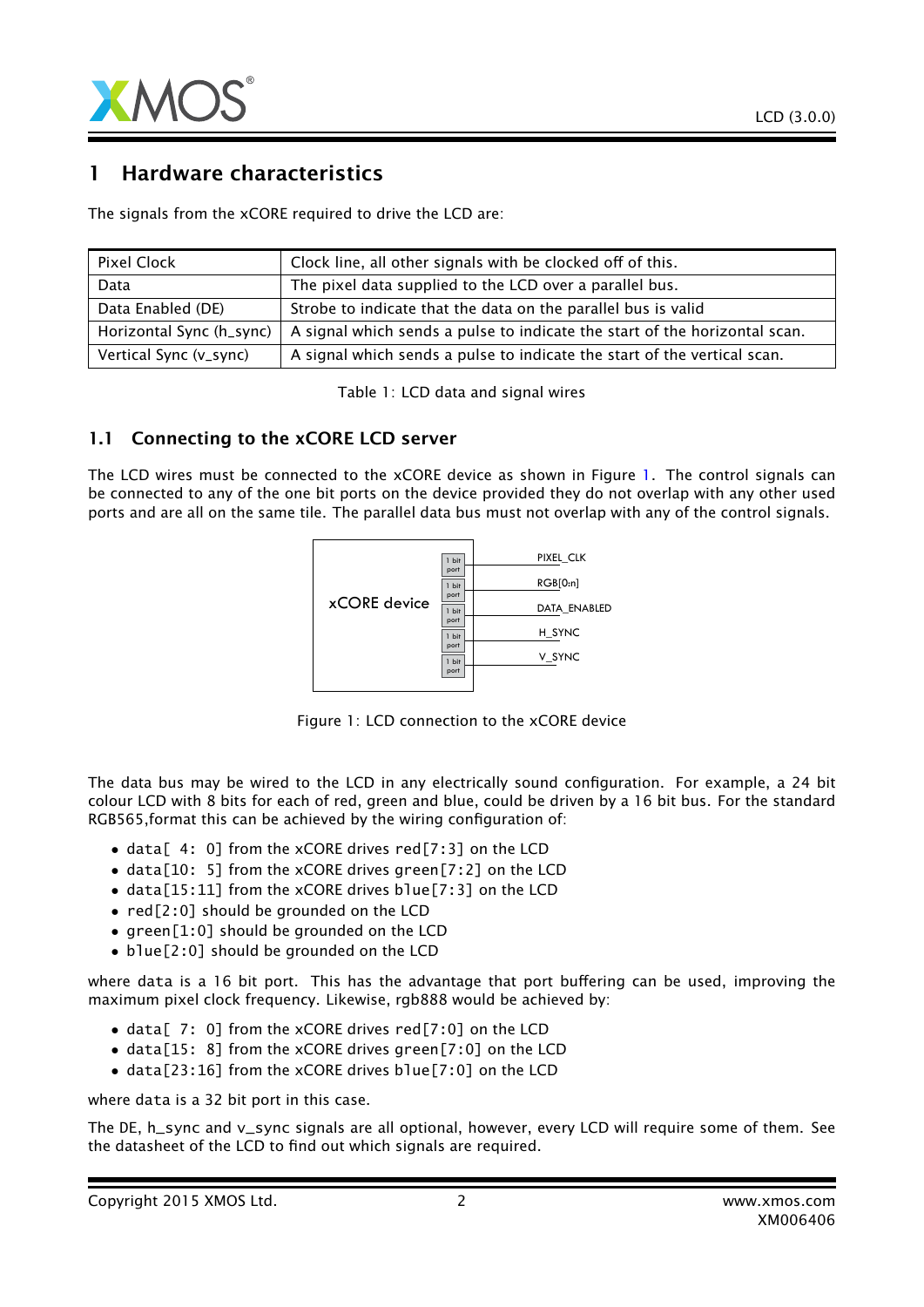# 1 Hardware characteristics

The signals from the xCORE required to drive the LCD are:

| | |
|---|---|
| Pixel Clock | Clock line, all other signals with be clocked off of this. |
| Data | The pixel data supplied to the LCD over a parallel bus. |
| Data Enabled (DE) | Strobe to indicate that the data on the parallel bus is valid |
| Horizontal Sync (h_sync) | A signal which sends a pulse to indicate the start of the horizontal scan. |
| Vertical Sync (v_sync) | A signal which sends a pulse to indicate the start of the vertical scan. |

Table 1: LCD data and signal wires

## 1.1 Connecting to the xCORE LCD server

The LCD wires must be connected to the xCORE device as shown in Figure 1. The control signals can be connected to any of the one bit ports on the device provided they do not overlap with any other used ports and are all on the same tile. The parallel data bus must not overlap with any of the control signals.

xCORE device | 1 bit port → PIXEL_CLK | 1 bit port → RGB[0:n] | 1 bit port → DATA_ENABLED | 1 bit port → H_SYNC | 1 bit port → V_SYNC

Figure 1: LCD connection to the xCORE device

The data bus may be wired to the LCD in any electrically sound configuration. For example, a 24 bit colour LCD with 8 bits for each of red, green and blue, could be driven by a 16 bit bus. For the standard RGB565,format this can be achieved by the wiring configuration of:

- `data[ 4: 0]` from the xCORE drives `red[7:3]` on the LCD
- `data[10: 5]` from the xCORE drives `green[7:2]` on the LCD
- `data[15:11]` from the xCORE drives `blue[7:3]` on the LCD
- `red[2:0]` should be grounded on the LCD
- `green[1:0]` should be grounded on the LCD
- `blue[2:0]` should be grounded on the LCD

where `data` is a 16 bit port. This has the advantage that port buffering can be used, improving the maximum pixel clock frequency. Likewise, rgb888 would be achieved by:

- `data[ 7: 0]` from the xCORE drives `red[7:0]` on the LCD
- `data[15: 8]` from the xCORE drives `green[7:0]` on the LCD
- `data[23:16]` from the xCORE drives `blue[7:0]` on the LCD

where `data` is a 32 bit port in this case.

The DE, h_sync and v_sync signals are all optional, however, every LCD will require some of them. See the datasheet of the LCD to find out which signals are required.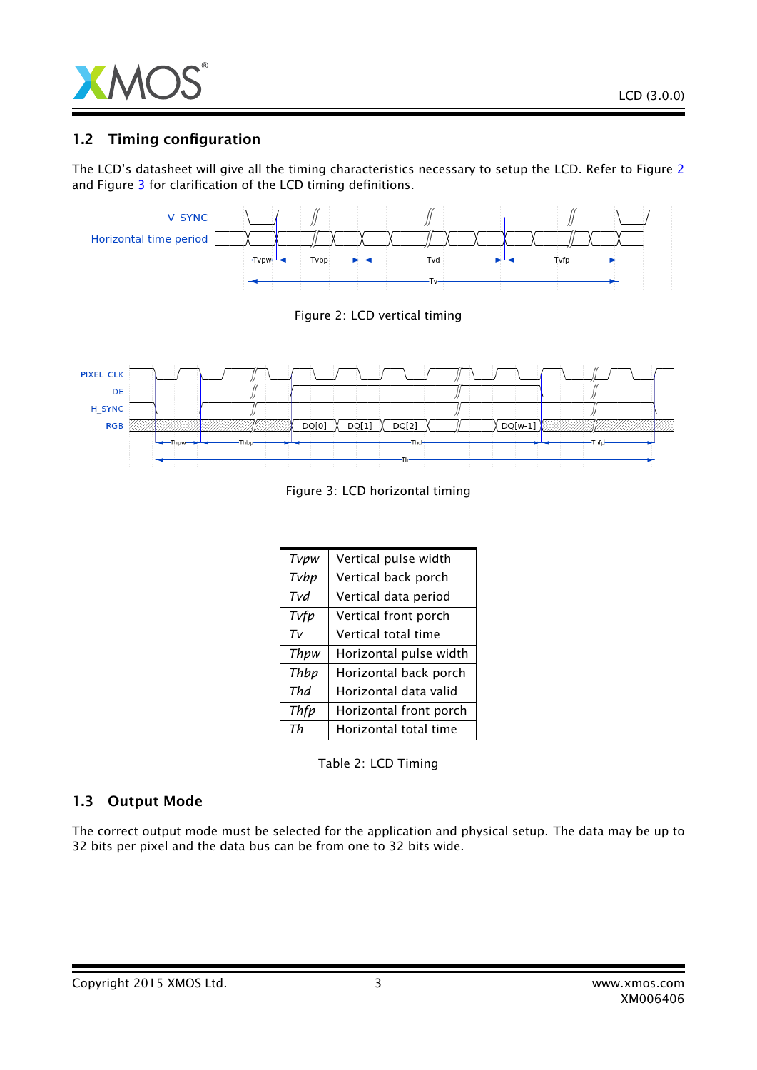## 1.2 Timing configuration

The LCD's datasheet will give all the timing characteristics necessary to setup the LCD. Refer to Figure 2 and Figure 3 for clarification of the LCD timing definitions.

Figure 2: LCD vertical timing

Figure 3: LCD horizontal timing

| | |
|---|---|
| *Tvpw* | Vertical pulse width |
| *Tvbp* | Vertical back porch |
| *Tvd* | Vertical data period |
| *Tvfp* | Vertical front porch |
| *Tv* | Vertical total time |
| *Thpw* | Horizontal pulse width |
| *Thbp* | Horizontal back porch |
| *Thd* | Horizontal data valid |
| *Thfp* | Horizontal front porch |
| *Th* | Horizontal total time |

Table 2: LCD Timing

## 1.3 Output Mode

The correct output mode must be selected for the application and physical setup. The data may be up to 32 bits per pixel and the data bus can be from one to 32 bits wide.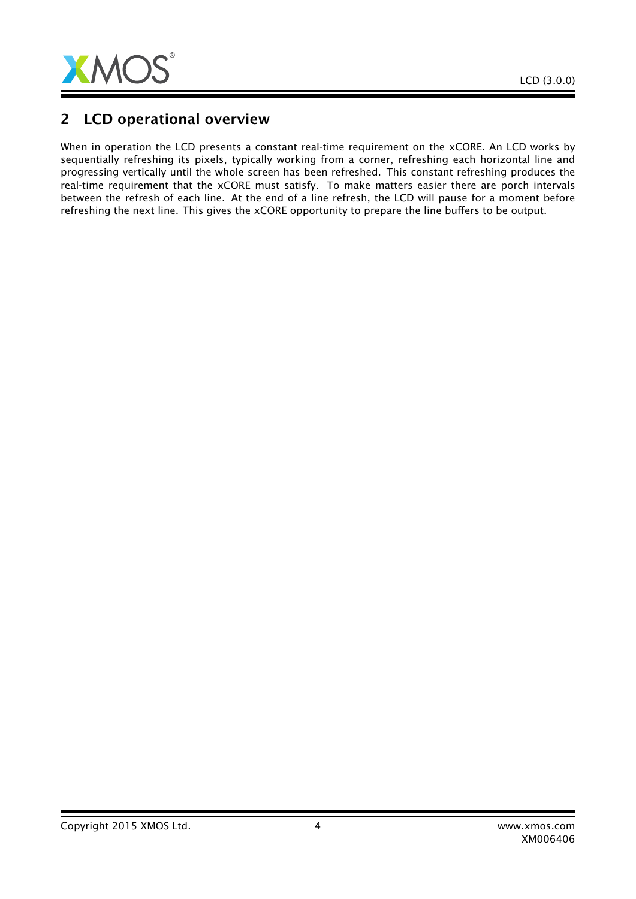## 2 LCD operational overview

When in operation the LCD presents a constant real-time requirement on the xCORE. An LCD works by sequentially refreshing its pixels, typically working from a corner, refreshing each horizontal line and progressing vertically until the whole screen has been refreshed. This constant refreshing produces the real-time requirement that the xCORE must satisfy. To make matters easier there are porch intervals between the refresh of each line. At the end of a line refresh, the LCD will pause for a moment before refreshing the next line. This gives the xCORE opportunity to prepare the line buffers to be output.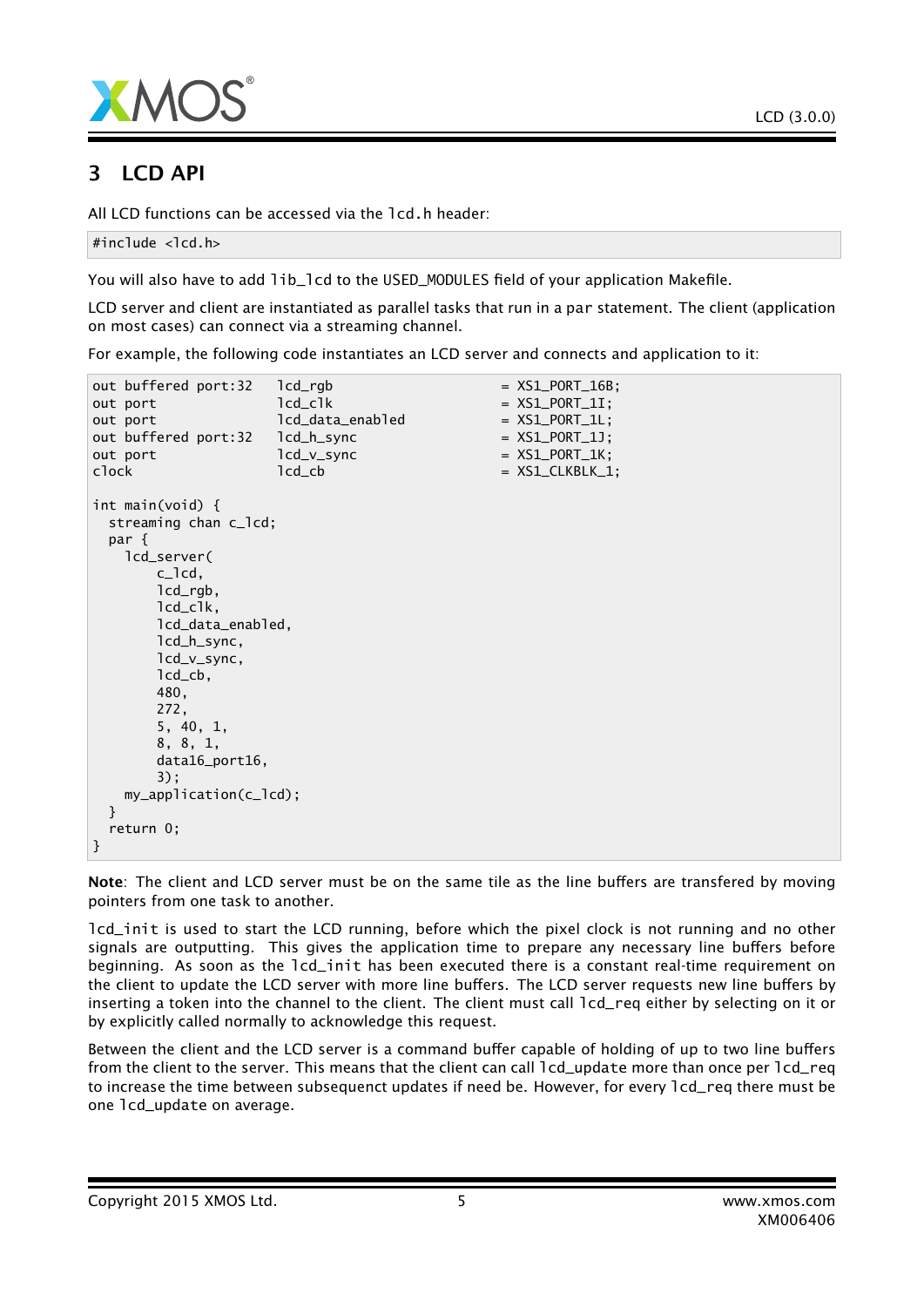# 3 LCD API

All LCD functions can be accessed via the `lcd.h` header:

```
#include <lcd.h>
```

You will also have to add `lib_lcd` to the `USED_MODULES` field of your application Makefile.

LCD server and client are instantiated as parallel tasks that run in a `par` statement. The client (application on most cases) can connect via a streaming channel.

For example, the following code instantiates an LCD server and connects and application to it:

```
out buffered port:32   lcd_rgb                    = XS1_PORT_16B;
out port               lcd_clk                    = XS1_PORT_1I;
out port               lcd_data_enabled           = XS1_PORT_1L;
out buffered port:32   lcd_h_sync                 = XS1_PORT_1J;
out port               lcd_v_sync                 = XS1_PORT_1K;
clock                  lcd_cb                     = XS1_CLKBLK_1;

int main(void) {
  streaming chan c_lcd;
  par {
    lcd_server(
        c_lcd,
        lcd_rgb,
        lcd_clk,
        lcd_data_enabled,
        lcd_h_sync,
        lcd_v_sync,
        lcd_cb,
        480,
        272,
        5, 40, 1,
        8, 8, 1,
        data16_port16,
        3);
    my_application(c_lcd);
  }
  return 0;
}
```

**Note**: The client and LCD server must be on the same tile as the line buffers are transfered by moving pointers from one task to another.

`lcd_init` is used to start the LCD running, before which the pixel clock is not running and no other signals are outputting. This gives the application time to prepare any necessary line buffers before beginning. As soon as the `lcd_init` has been executed there is a constant real-time requirement on the client to update the LCD server with more line buffers. The LCD server requests new line buffers by inserting a token into the channel to the client. The client must call `lcd_req` either by selecting on it or by explicitly called normally to acknowledge this request.

Between the client and the LCD server is a command buffer capable of holding of up to two line buffers from the client to the server. This means that the client can call `lcd_update` more than once per `lcd_req` to increase the time between subsequenct updates if need be. However, for every `lcd_req` there must be one `lcd_update` on average.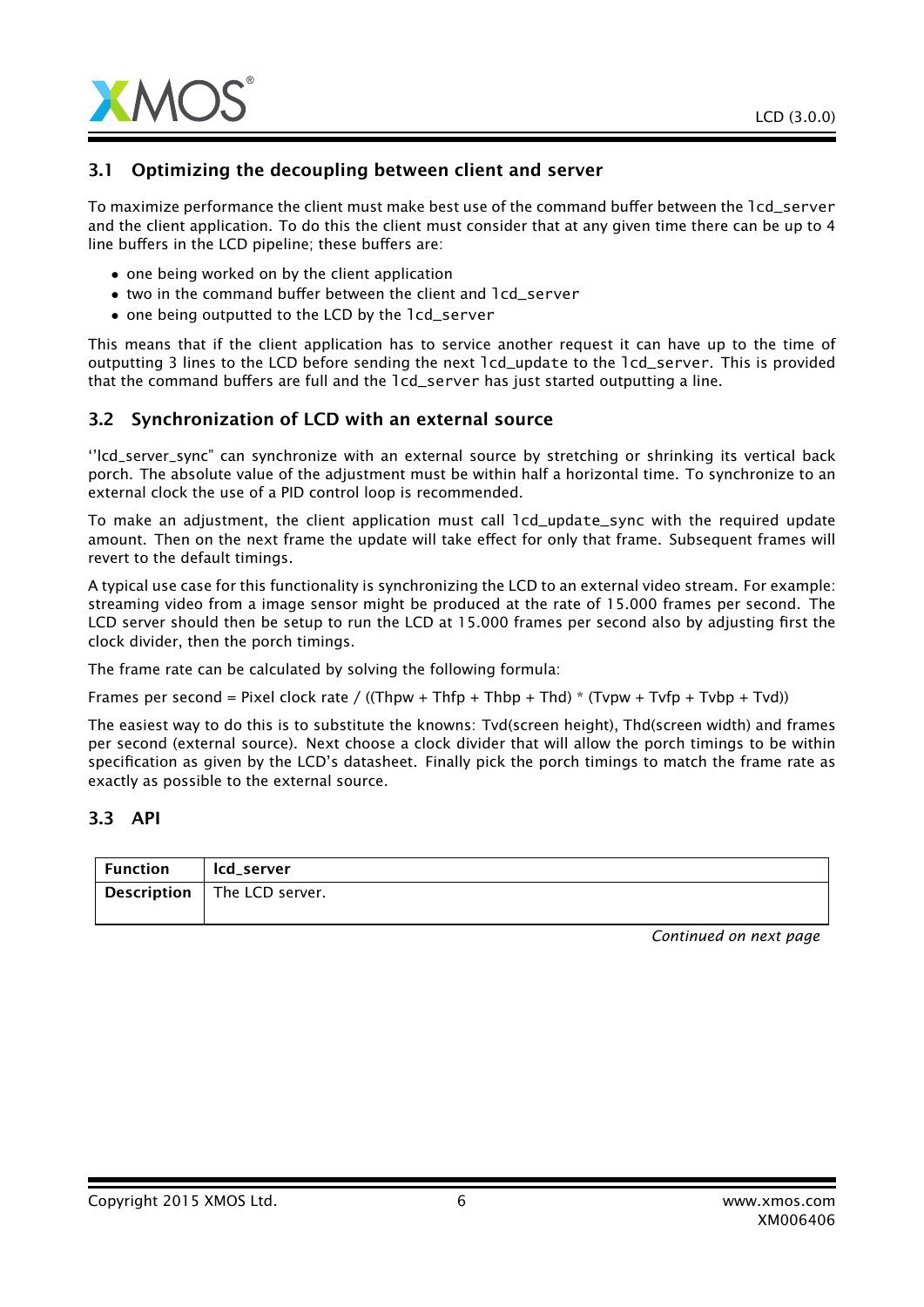### 3.1 Optimizing the decoupling between client and server

To maximize performance the client must make best use of the command buffer between the `lcd_server` and the client application. To do this the client must consider that at any given time there can be up to 4 line buffers in the LCD pipeline; these buffers are:

- one being worked on by the client application
- two in the command buffer between the client and `lcd_server`
- one being outputted to the LCD by the `lcd_server`

This means that if the client application has to service another request it can have up to the time of outputting 3 lines to the LCD before sending the next `lcd_update` to the `lcd_server`. This is provided that the command buffers are full and the `lcd_server` has just started outputting a line.

### 3.2 Synchronization of LCD with an external source

''lcd_server_sync'' can synchronize with an external source by stretching or shrinking its vertical back porch. The absolute value of the adjustment must be within half a horizontal time. To synchronize to an external clock the use of a PID control loop is recommended.

To make an adjustment, the client application must call `lcd_update_sync` with the required update amount. Then on the next frame the update will take effect for only that frame. Subsequent frames will revert to the default timings.

A typical use case for this functionality is synchronizing the LCD to an external video stream. For example: streaming video from a image sensor might be produced at the rate of 15.000 frames per second. The LCD server should then be setup to run the LCD at 15.000 frames per second also by adjusting first the clock divider, then the porch timings.

The frame rate can be calculated by solving the following formula:

Frames per second = Pixel clock rate / ((Thpw + Thfp + Thbp + Thd) * (Tvpw + Tvfp + Tvbp + Tvd))

The easiest way to do this is to substitute the knowns: Tvd(screen height), Thd(screen width) and frames per second (external source). Next choose a clock divider that will allow the porch timings to be within specification as given by the LCD's datasheet. Finally pick the porch timings to match the frame rate as exactly as possible to the external source.

### 3.3 API

| **Function** | **lcd_server** |
|---|---|
| **Description** | The LCD server. |

*Continued on next page*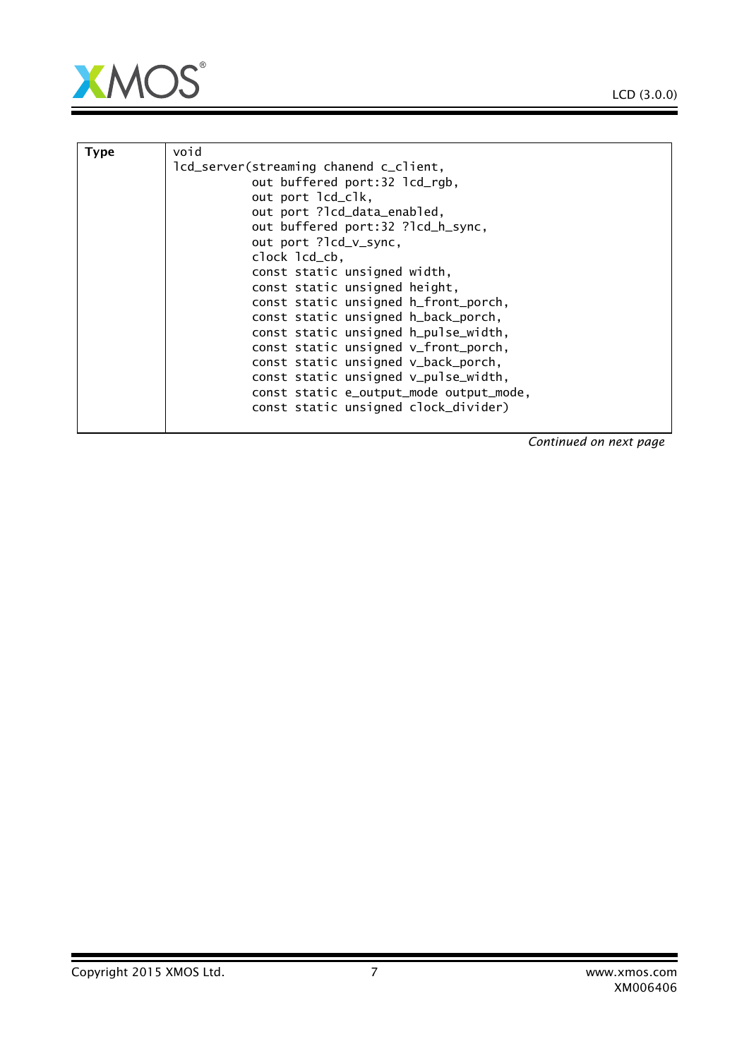| Type | `void lcd_server(streaming chanend c_client, out buffered port:32 lcd_rgb, out port lcd_clk, out port ?lcd_data_enabled, out buffered port:32 ?lcd_h_sync, out port ?lcd_v_sync, clock lcd_cb, const static unsigned width, const static unsigned height, const static unsigned h_front_porch, const static unsigned h_back_porch, const static unsigned h_pulse_width, const static unsigned v_front_porch, const static unsigned v_back_porch, const static unsigned v_pulse_width, const static e_output_mode output_mode, const static unsigned clock_divider)` |
|---|---|

*Continued on next page*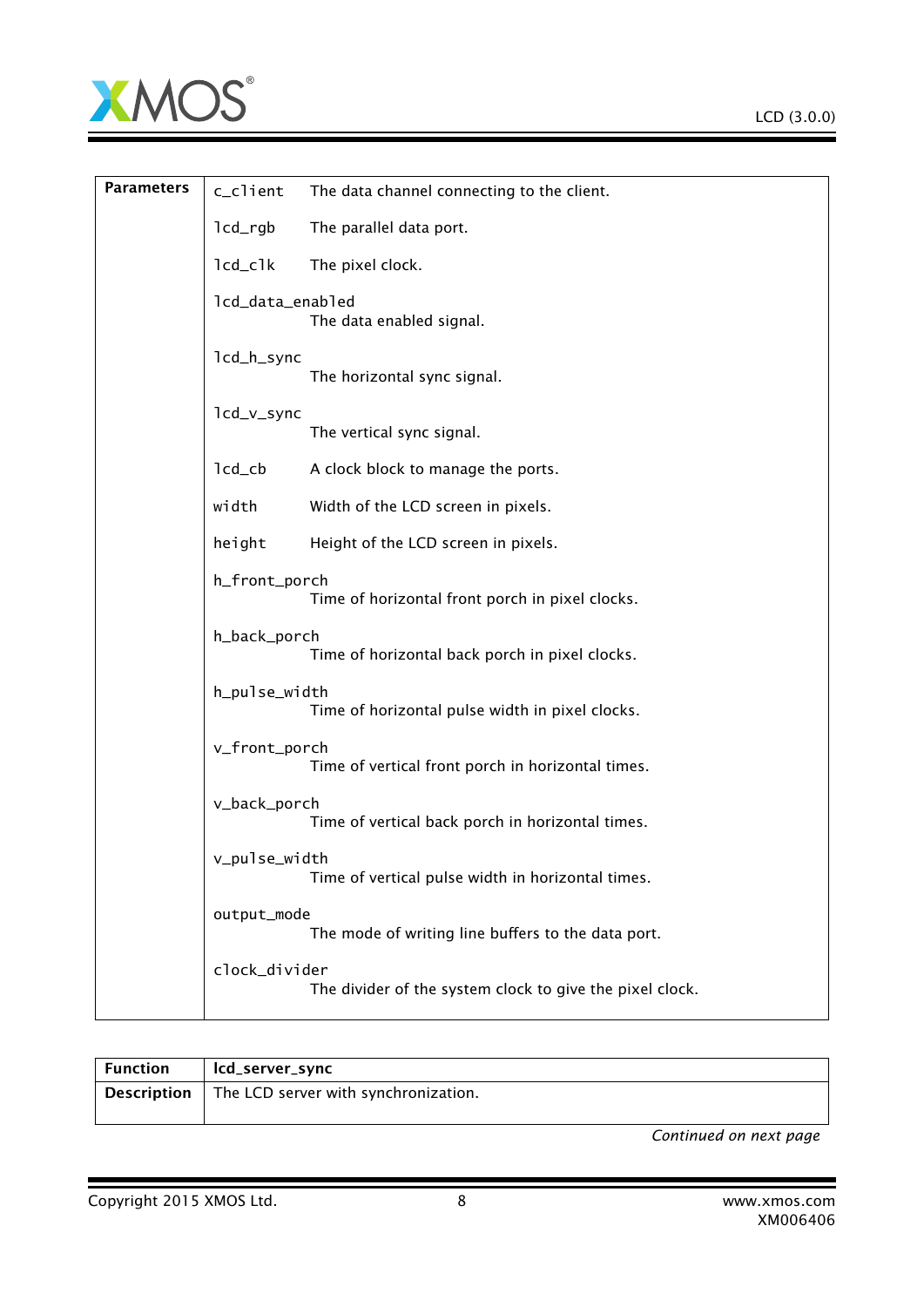| | | |
|---|---|---|
| **Parameters** | `c_client` | The data channel connecting to the client. |
| | `lcd_rgb` | The parallel data port. |
| | `lcd_clk` | The pixel clock. |
| | `lcd_data_enabled` | The data enabled signal. |
| | `lcd_h_sync` | The horizontal sync signal. |
| | `lcd_v_sync` | The vertical sync signal. |
| | `lcd_cb` | A clock block to manage the ports. |
| | `width` | Width of the LCD screen in pixels. |
| | `height` | Height of the LCD screen in pixels. |
| | `h_front_porch` | Time of horizontal front porch in pixel clocks. |
| | `h_back_porch` | Time of horizontal back porch in pixel clocks. |
| | `h_pulse_width` | Time of horizontal pulse width in pixel clocks. |
| | `v_front_porch` | Time of vertical front porch in horizontal times. |
| | `v_back_porch` | Time of vertical back porch in horizontal times. |
| | `v_pulse_width` | Time of vertical pulse width in horizontal times. |
| | `output_mode` | The mode of writing line buffers to the data port. |
| | `clock_divider` | The divider of the system clock to give the pixel clock. |

| | |
|---|---|
| **Function** | **lcd_server_sync** |
| **Description** | The LCD server with synchronization. |

*Continued on next page*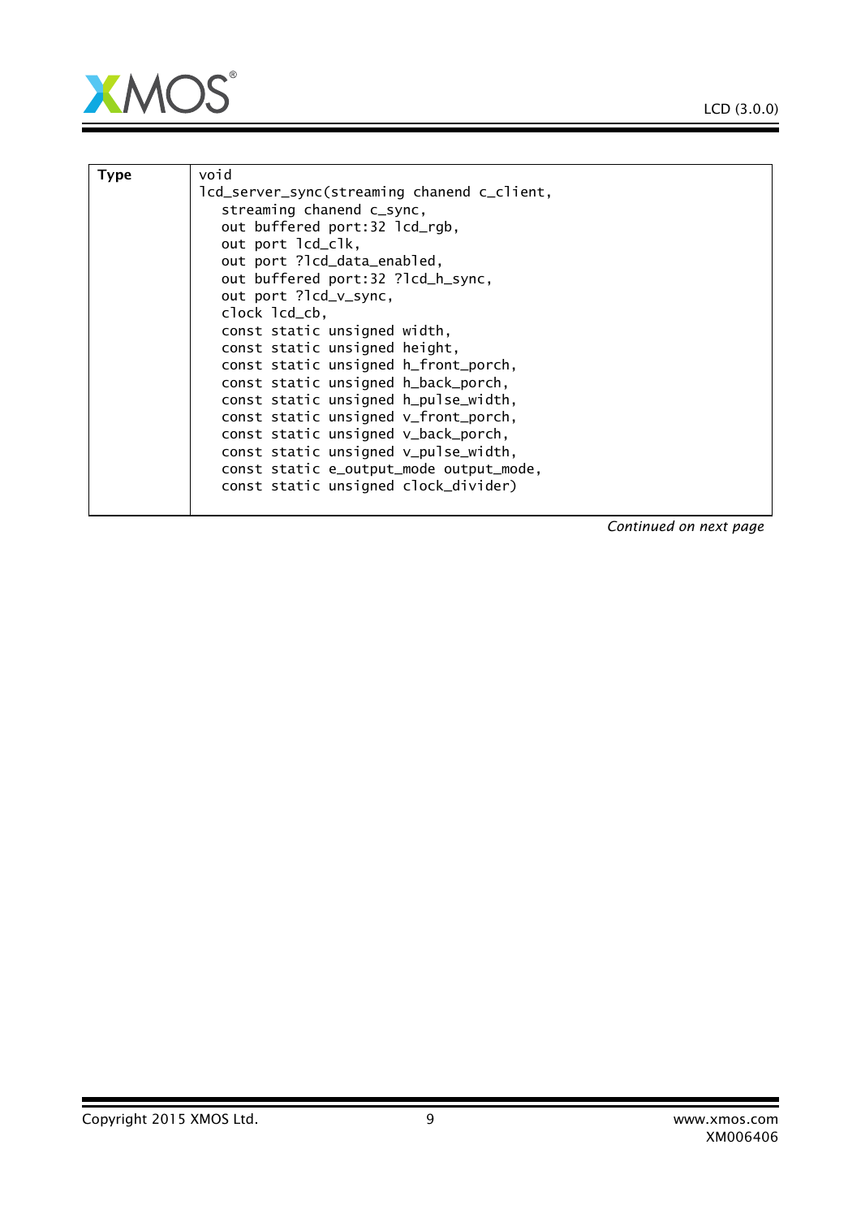| Type | `void`<br>`lcd_server_sync(streaming chanend c_client,`<br>`streaming chanend c_sync,`<br>`out buffered port:32 lcd_rgb,`<br>`out port lcd_clk,`<br>`out port ?lcd_data_enabled,`<br>`out buffered port:32 ?lcd_h_sync,`<br>`out port ?lcd_v_sync,`<br>`clock lcd_cb,`<br>`const static unsigned width,`<br>`const static unsigned height,`<br>`const static unsigned h_front_porch,`<br>`const static unsigned h_back_porch,`<br>`const static unsigned h_pulse_width,`<br>`const static unsigned v_front_porch,`<br>`const static unsigned v_back_porch,`<br>`const static unsigned v_pulse_width,`<br>`const static e_output_mode output_mode,`<br>`const static unsigned clock_divider)` |
|---|---|

*Continued on next page*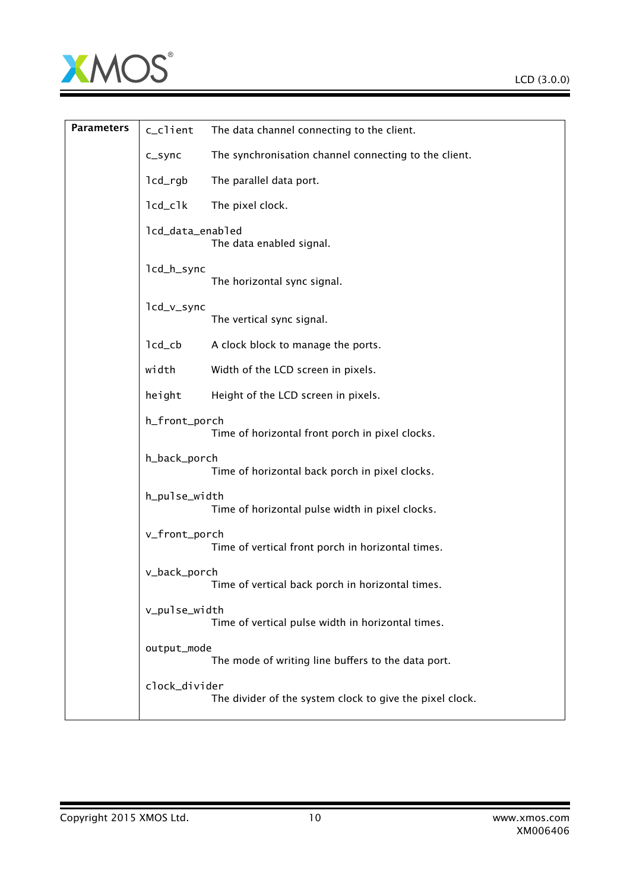| Parameters | | |
|---|---|---|
| | `c_client` | The data channel connecting to the client. |
| | `c_sync` | The synchronisation channel connecting to the client. |
| | `lcd_rgb` | The parallel data port. |
| | `lcd_clk` | The pixel clock. |
| | `lcd_data_enabled` | The data enabled signal. |
| | `lcd_h_sync` | The horizontal sync signal. |
| | `lcd_v_sync` | The vertical sync signal. |
| | `lcd_cb` | A clock block to manage the ports. |
| | `width` | Width of the LCD screen in pixels. |
| | `height` | Height of the LCD screen in pixels. |
| | `h_front_porch` | Time of horizontal front porch in pixel clocks. |
| | `h_back_porch` | Time of horizontal back porch in pixel clocks. |
| | `h_pulse_width` | Time of horizontal pulse width in pixel clocks. |
| | `v_front_porch` | Time of vertical front porch in horizontal times. |
| | `v_back_porch` | Time of vertical back porch in horizontal times. |
| | `v_pulse_width` | Time of vertical pulse width in horizontal times. |
| | `output_mode` | The mode of writing line buffers to the data port. |
| | `clock_divider` | The divider of the system clock to give the pixel clock. |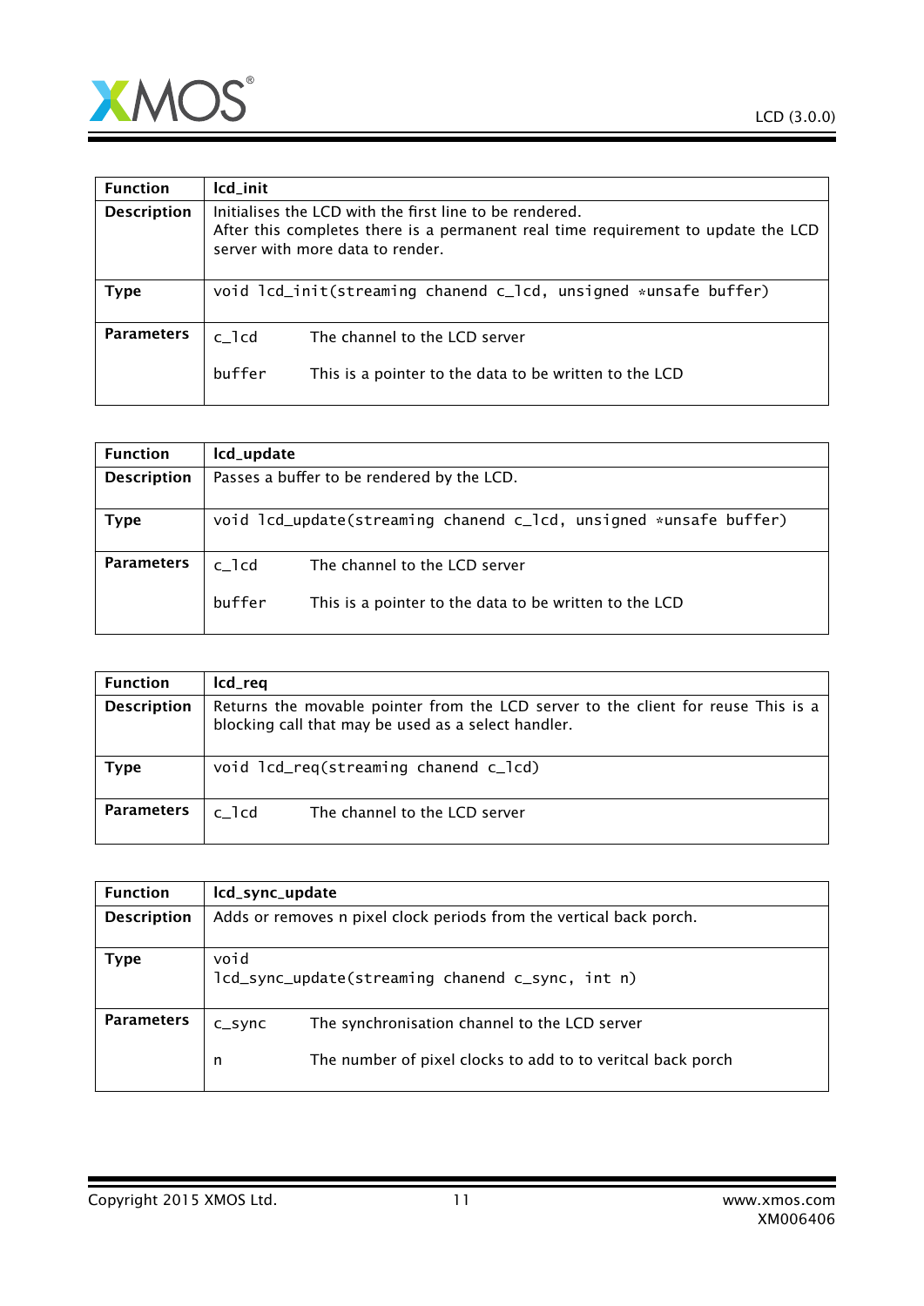| Function | lcd_init |
| --- | --- |
| Description | Initialises the LCD with the first line to be rendered.<br>After this completes there is a permanent real time requirement to update the LCD server with more data to render. |
| Type | `void lcd_init(streaming chanend c_lcd, unsigned *unsafe buffer)` |
| Parameters | `c_lcd` The channel to the LCD server<br><br>`buffer` This is a pointer to the data to be written to the LCD |

| Function | lcd_update |
| --- | --- |
| Description | Passes a buffer to be rendered by the LCD. |
| Type | `void lcd_update(streaming chanend c_lcd, unsigned *unsafe buffer)` |
| Parameters | `c_lcd` The channel to the LCD server<br><br>`buffer` This is a pointer to the data to be written to the LCD |

| Function | lcd_req |
| --- | --- |
| Description | Returns the movable pointer from the LCD server to the client for reuse This is a blocking call that may be used as a select handler. |
| Type | `void lcd_req(streaming chanend c_lcd)` |
| Parameters | `c_lcd` The channel to the LCD server |

| Function | lcd_sync_update |
| --- | --- |
| Description | Adds or removes n pixel clock periods from the vertical back porch. |
| Type | `void`<br>`lcd_sync_update(streaming chanend c_sync, int n)` |
| Parameters | `c_sync` The synchronisation channel to the LCD server<br><br>`n` The number of pixel clocks to add to to veritcal back porch |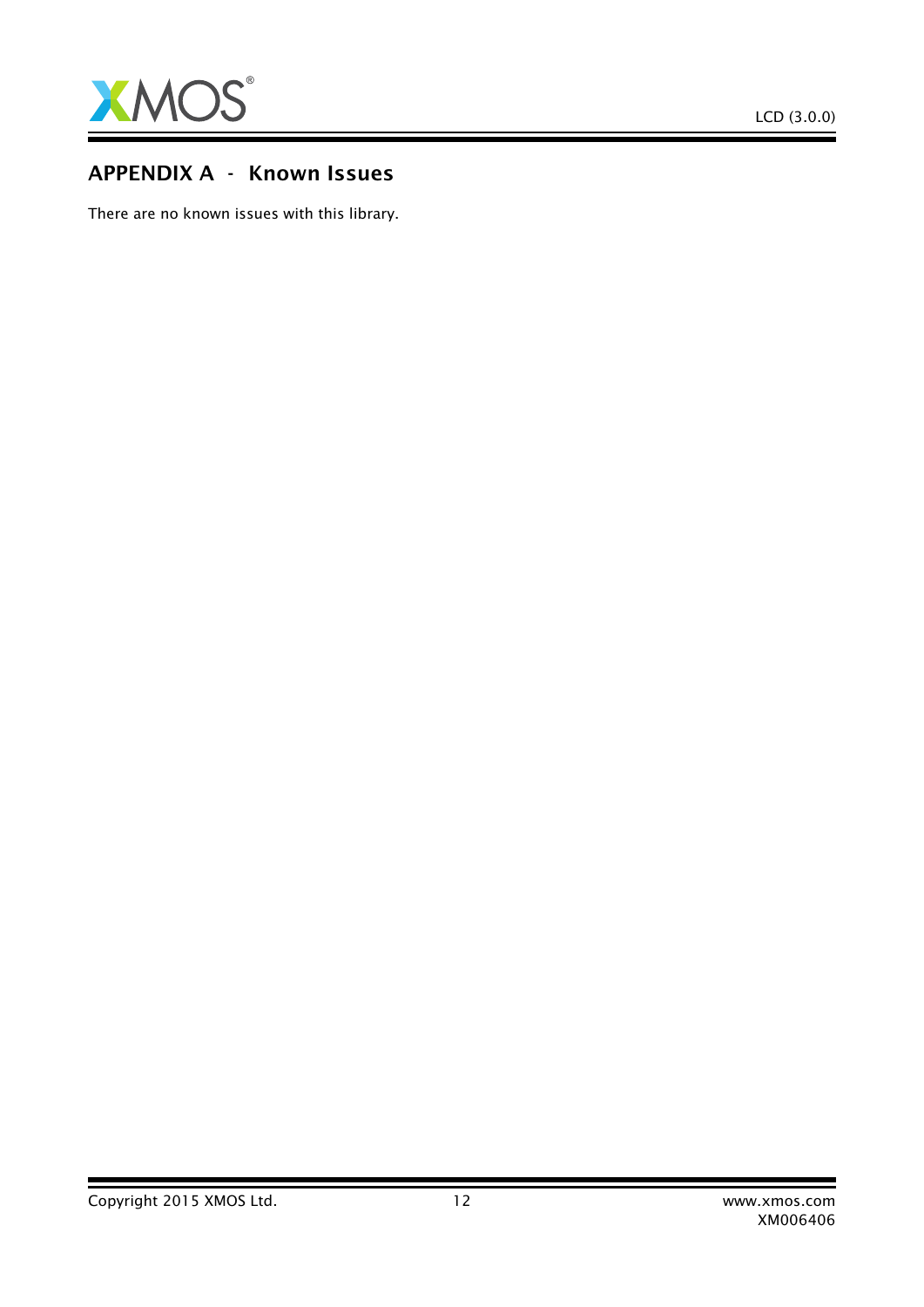## APPENDIX A - Known Issues

There are no known issues with this library.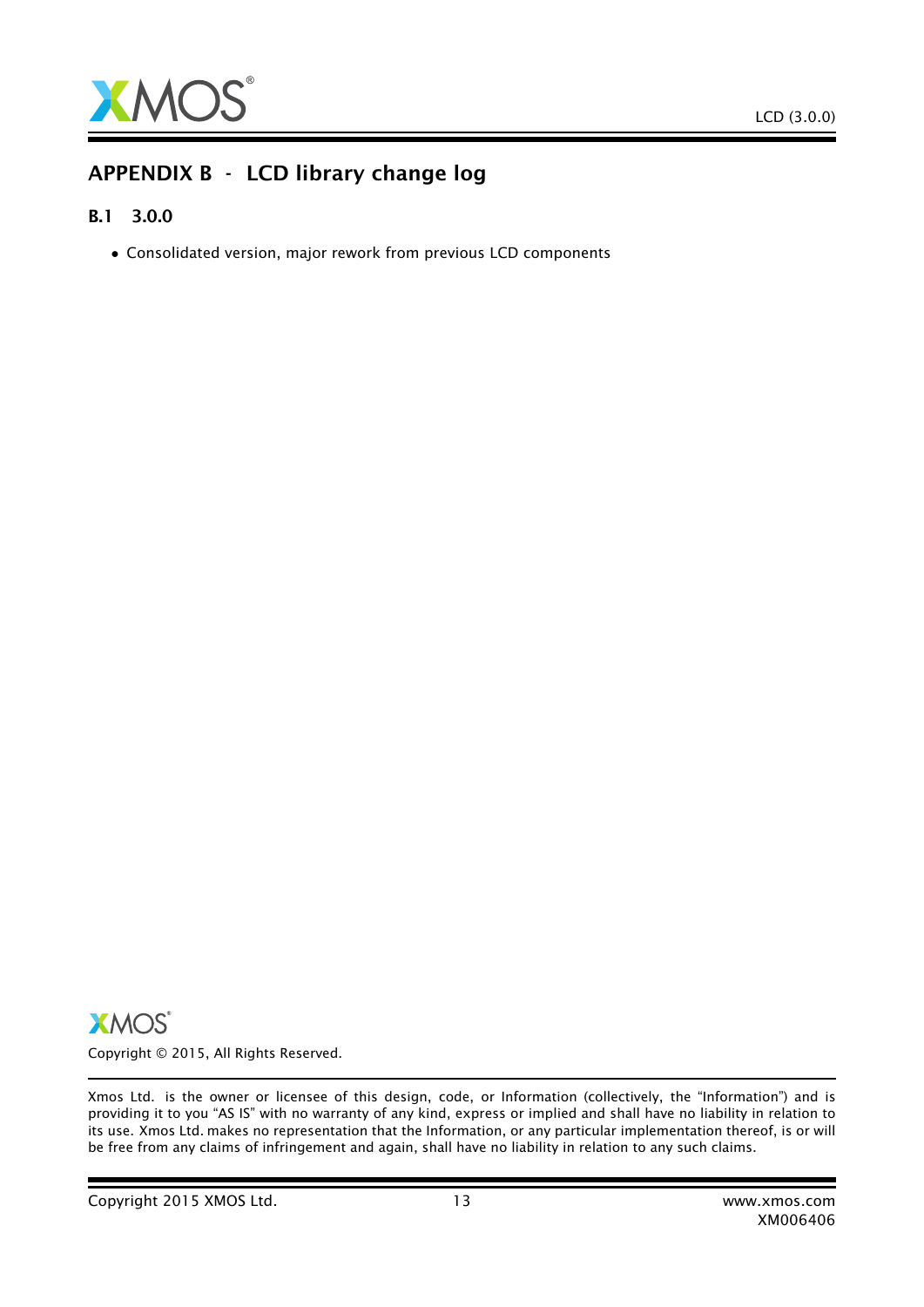# APPENDIX B - LCD library change log

## B.1 3.0.0

- Consolidated version, major rework from previous LCD components

Copyright © 2015, All Rights Reserved.

Xmos Ltd. is the owner or licensee of this design, code, or Information (collectively, the "Information") and is providing it to you "AS IS" with no warranty of any kind, express or implied and shall have no liability in relation to its use. Xmos Ltd. makes no representation that the Information, or any particular implementation thereof, is or will be free from any claims of infringement and again, shall have no liability in relation to any such claims.